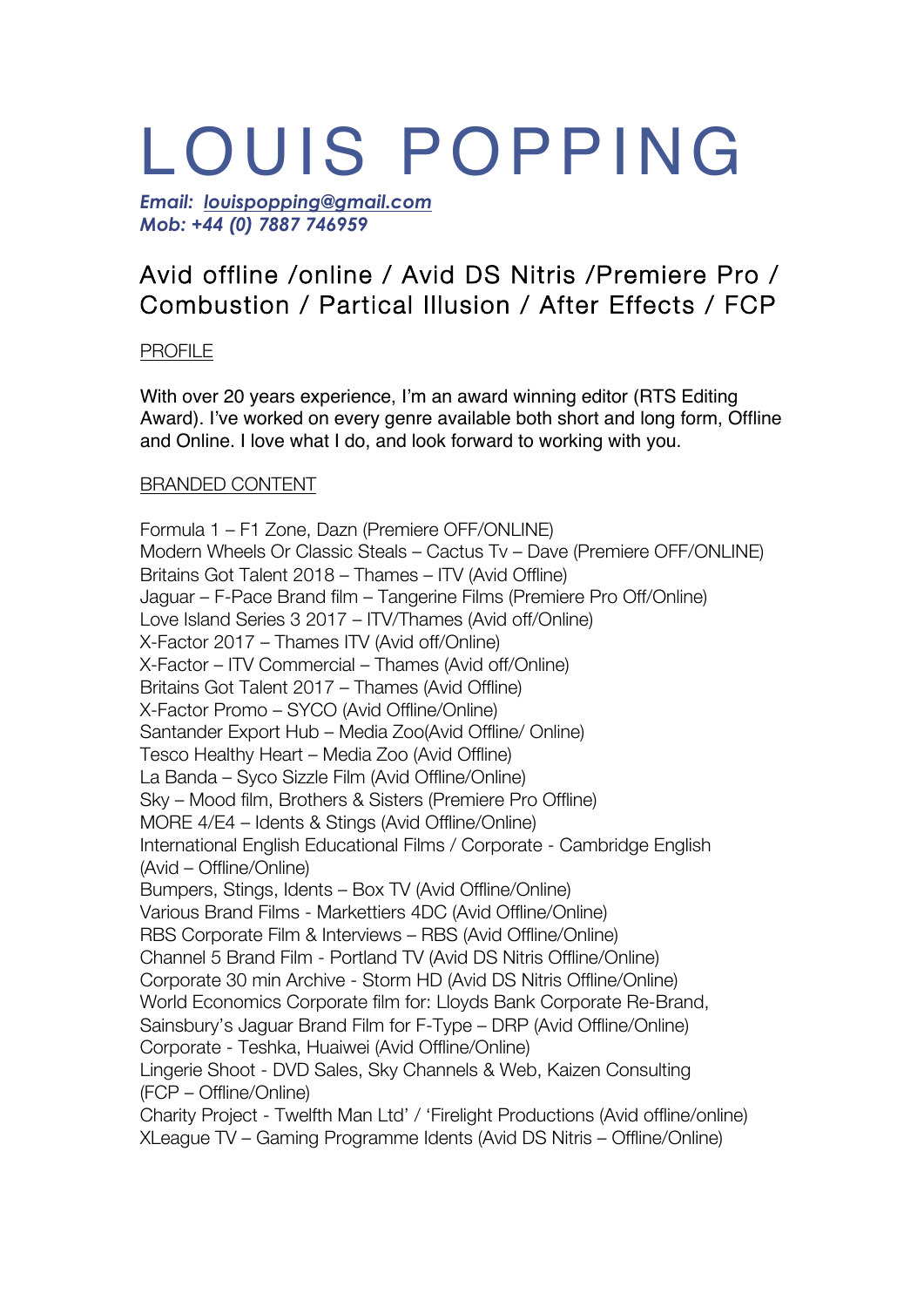# LOUIS POPPING

***Email:*** ***[louispopping@gmail.com](mailto:louispopping@gmail.com)***
***Mob: +44 (0) 7887 746959***

## Avid offline /online / Avid DS Nitris /Premiere Pro / Combustion / Partical Illusion / After Effects / FCP

PROFILE

With over 20 years experience, I'm an award winning editor (RTS Editing Award). I've worked on every genre available both short and long form, Offline and Online. I love what I do, and look forward to working with you.

BRANDED CONTENT

Formula 1 – F1 Zone, Dazn (Premiere OFF/ONLINE)
Modern Wheels Or Classic Steals – Cactus Tv – Dave (Premiere OFF/ONLINE)
Britains Got Talent 2018 – Thames – ITV (Avid Offline)
Jaguar – F-Pace Brand film – Tangerine Films (Premiere Pro Off/Online)
Love Island Series 3 2017 – ITV/Thames (Avid off/Online)
X-Factor 2017 – Thames ITV (Avid off/Online)
X-Factor – ITV Commercial – Thames (Avid off/Online)
Britains Got Talent 2017 – Thames (Avid Offline)
X-Factor Promo – SYCO (Avid Offline/Online)
Santander Export Hub – Media Zoo(Avid Offline/ Online)
Tesco Healthy Heart – Media Zoo (Avid Offline)
La Banda – Syco Sizzle Film (Avid Offline/Online)
Sky – Mood film, Brothers & Sisters (Premiere Pro Offline)
MORE 4/E4 – Idents & Stings (Avid Offline/Online)
International English Educational Films / Corporate - Cambridge English (Avid – Offline/Online)
Bumpers, Stings, Idents – Box TV (Avid Offline/Online)
Various Brand Films - Markettiers 4DC (Avid Offline/Online)
RBS Corporate Film & Interviews – RBS (Avid Offline/Online)
Channel 5 Brand Film - Portland TV (Avid DS Nitris Offline/Online)
Corporate 30 min Archive - Storm HD (Avid DS Nitris Offline/Online)
World Economics Corporate film for: Lloyds Bank Corporate Re-Brand, Sainsbury's Jaguar Brand Film for F-Type – DRP (Avid Offline/Online)
Corporate - Teshka, Huaiwei (Avid Offline/Online)
Lingerie Shoot - DVD Sales, Sky Channels & Web, Kaizen Consulting (FCP – Offline/Online)
Charity Project - Twelfth Man Ltd' / 'Firelight Productions (Avid offline/online)
XLeague TV – Gaming Programme Idents (Avid DS Nitris – Offline/Online)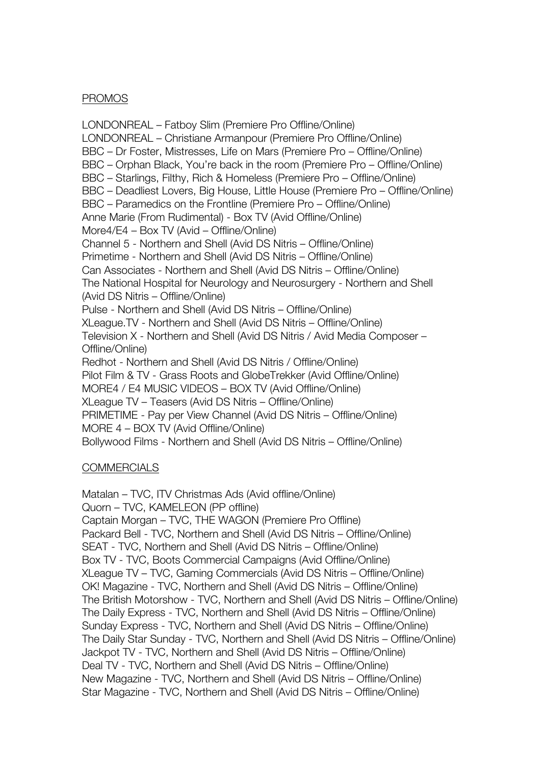## PROMOS

LONDONREAL – Fatboy Slim (Premiere Pro Offline/Online)
LONDONREAL – Christiane Armanpour (Premiere Pro Offline/Online)
BBC – Dr Foster, Mistresses, Life on Mars (Premiere Pro – Offline/Online)
BBC – Orphan Black, You're back in the room (Premiere Pro – Offline/Online)
BBC – Starlings, Filthy, Rich & Homeless (Premiere Pro – Offline/Online)
BBC – Deadliest Lovers, Big House, Little House (Premiere Pro – Offline/Online)
BBC – Paramedics on the Frontline (Premiere Pro – Offline/Online)
Anne Marie (From Rudimental) - Box TV (Avid Offline/Online)
More4/E4 – Box TV (Avid – Offline/Online)
Channel 5 - Northern and Shell (Avid DS Nitris – Offline/Online)
Primetime - Northern and Shell (Avid DS Nitris – Offline/Online)
Can Associates - Northern and Shell (Avid DS Nitris – Offline/Online)
The National Hospital for Neurology and Neurosurgery - Northern and Shell (Avid DS Nitris – Offline/Online)
Pulse - Northern and Shell (Avid DS Nitris – Offline/Online)
XLeague.TV - Northern and Shell (Avid DS Nitris – Offline/Online)
Television X - Northern and Shell (Avid DS Nitris / Avid Media Composer – Offline/Online)
Redhot - Northern and Shell (Avid DS Nitris / Offline/Online)
Pilot Film & TV - Grass Roots and GlobeTrekker (Avid Offline/Online)
MORE4 / E4 MUSIC VIDEOS – BOX TV (Avid Offline/Online)
XLeague TV – Teasers (Avid DS Nitris – Offline/Online)
PRIMETIME - Pay per View Channel (Avid DS Nitris – Offline/Online)
MORE 4 – BOX TV (Avid Offline/Online)
Bollywood Films - Northern and Shell (Avid DS Nitris – Offline/Online)

## COMMERCIALS

Matalan – TVC, ITV Christmas Ads (Avid offline/Online)
Quorn – TVC, KAMELEON (PP offline)
Captain Morgan – TVC, THE WAGON (Premiere Pro Offline)
Packard Bell - TVC, Northern and Shell (Avid DS Nitris – Offline/Online)
SEAT - TVC, Northern and Shell (Avid DS Nitris – Offline/Online)
Box TV - TVC, Boots Commercial Campaigns (Avid Offline/Online)
XLeague TV – TVC, Gaming Commercials (Avid DS Nitris – Offline/Online)
OK! Magazine - TVC, Northern and Shell (Avid DS Nitris – Offline/Online)
The British Motorshow - TVC, Northern and Shell (Avid DS Nitris – Offline/Online)
The Daily Express - TVC, Northern and Shell (Avid DS Nitris – Offline/Online)
Sunday Express - TVC, Northern and Shell (Avid DS Nitris – Offline/Online)
The Daily Star Sunday - TVC, Northern and Shell (Avid DS Nitris – Offline/Online)
Jackpot TV - TVC, Northern and Shell (Avid DS Nitris – Offline/Online)
Deal TV - TVC, Northern and Shell (Avid DS Nitris – Offline/Online)
New Magazine - TVC, Northern and Shell (Avid DS Nitris – Offline/Online)
Star Magazine - TVC, Northern and Shell (Avid DS Nitris – Offline/Online)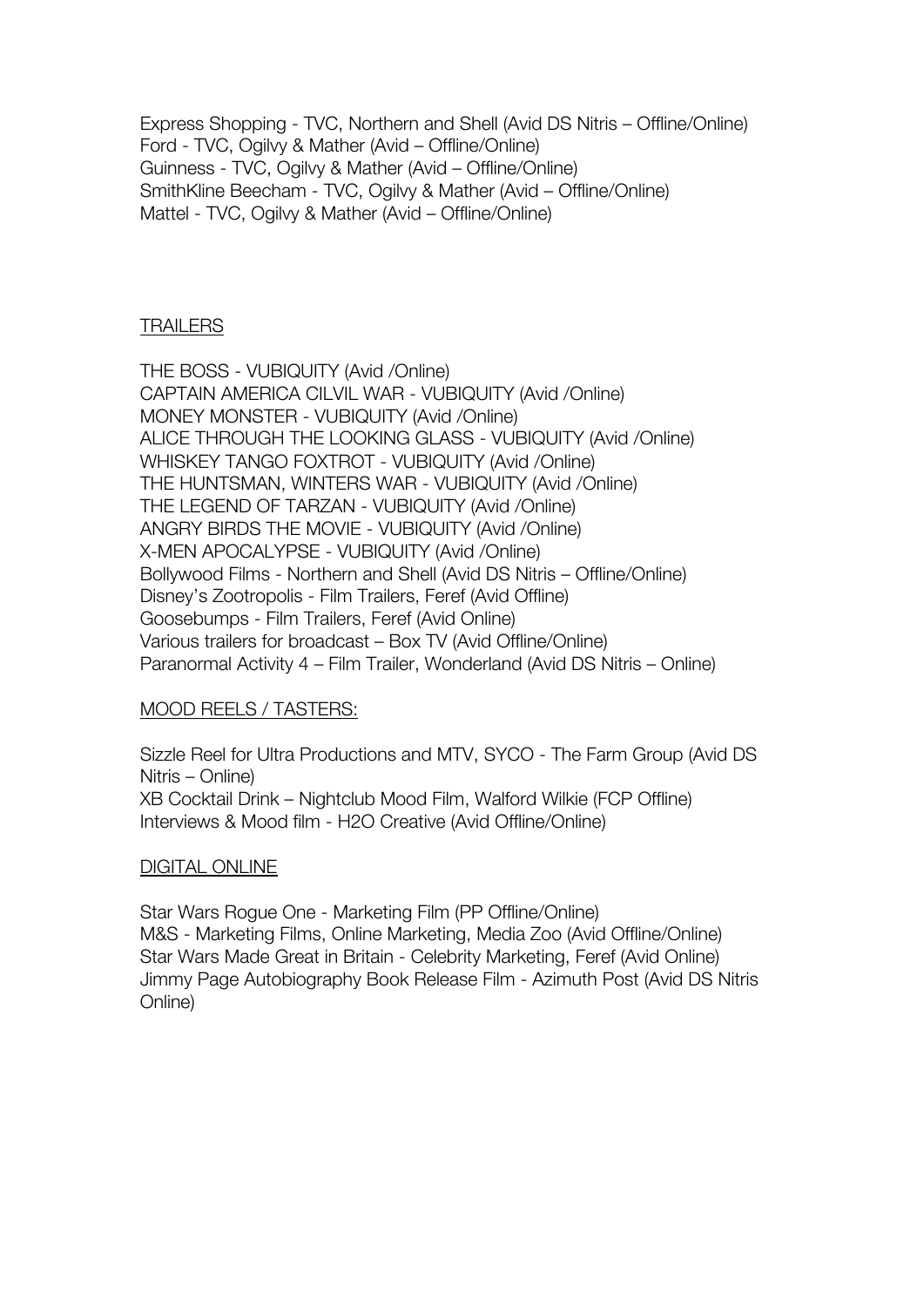Express Shopping - TVC, Northern and Shell (Avid DS Nitris – Offline/Online)
Ford - TVC, Ogilvy & Mather (Avid – Offline/Online)
Guinness - TVC, Ogilvy & Mather (Avid – Offline/Online)
SmithKline Beecham - TVC, Ogilvy & Mather (Avid – Offline/Online)
Mattel - TVC, Ogilvy & Mather (Avid – Offline/Online)

<u>TRAILERS</u>

THE BOSS - VUBIQUITY (Avid /Online)
CAPTAIN AMERICA CILVIL WAR - VUBIQUITY (Avid /Online)
MONEY MONSTER - VUBIQUITY (Avid /Online)
ALICE THROUGH THE LOOKING GLASS - VUBIQUITY (Avid /Online)
WHISKEY TANGO FOXTROT - VUBIQUITY (Avid /Online)
THE HUNTSMAN, WINTERS WAR - VUBIQUITY (Avid /Online)
THE LEGEND OF TARZAN - VUBIQUITY (Avid /Online)
ANGRY BIRDS THE MOVIE - VUBIQUITY (Avid /Online)
X-MEN APOCALYPSE - VUBIQUITY (Avid /Online)
Bollywood Films - Northern and Shell (Avid DS Nitris – Offline/Online)
Disney's Zootropolis - Film Trailers, Feref (Avid Offline)
Goosebumps - Film Trailers, Feref (Avid Online)
Various trailers for broadcast – Box TV (Avid Offline/Online)
Paranormal Activity 4 – Film Trailer, Wonderland (Avid DS Nitris – Online)

<u>MOOD REELS / TASTERS:</u>

Sizzle Reel for Ultra Productions and MTV, SYCO - The Farm Group (Avid DS Nitris – Online)
XB Cocktail Drink – Nightclub Mood Film, Walford Wilkie (FCP Offline)
Interviews & Mood film - H2O Creative (Avid Offline/Online)

<u>DIGITAL ONLINE</u>

Star Wars Rogue One - Marketing Film (PP Offline/Online)
M&S - Marketing Films, Online Marketing, Media Zoo (Avid Offline/Online)
Star Wars Made Great in Britain - Celebrity Marketing, Feref (Avid Online)
Jimmy Page Autobiography Book Release Film - Azimuth Post (Avid DS Nitris Online)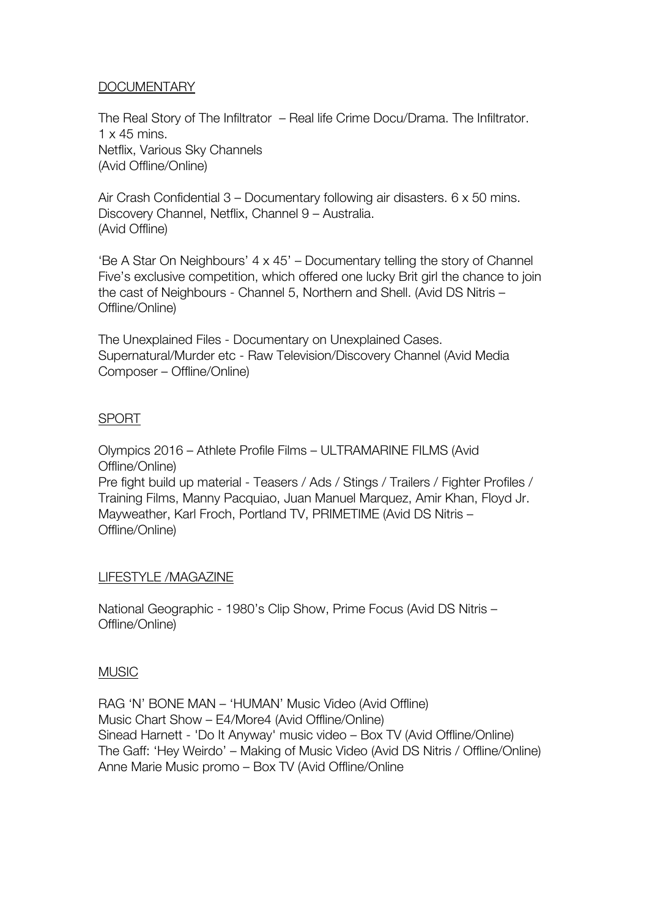## DOCUMENTARY

The Real Story of The Infiltrator – Real life Crime Docu/Drama. The Infiltrator.
1 x 45 mins.
Netflix, Various Sky Channels
(Avid Offline/Online)

Air Crash Confidential 3 – Documentary following air disasters. 6 x 50 mins.
Discovery Channel, Netflix, Channel 9 – Australia.
(Avid Offline)

'Be A Star On Neighbours' 4 x 45' – Documentary telling the story of Channel Five's exclusive competition, which offered one lucky Brit girl the chance to join the cast of Neighbours - Channel 5, Northern and Shell. (Avid DS Nitris – Offline/Online)

The Unexplained Files - Documentary on Unexplained Cases. Supernatural/Murder etc - Raw Television/Discovery Channel (Avid Media Composer – Offline/Online)

## SPORT

Olympics 2016 – Athlete Profile Films – ULTRAMARINE FILMS (Avid Offline/Online)
Pre fight build up material - Teasers / Ads / Stings / Trailers / Fighter Profiles / Training Films, Manny Pacquiao, Juan Manuel Marquez, Amir Khan, Floyd Jr. Mayweather, Karl Froch, Portland TV, PRIMETIME (Avid DS Nitris – Offline/Online)

## LIFESTYLE /MAGAZINE

National Geographic - 1980's Clip Show, Prime Focus (Avid DS Nitris – Offline/Online)

## MUSIC

RAG 'N' BONE MAN – 'HUMAN' Music Video (Avid Offline)
Music Chart Show – E4/More4 (Avid Offline/Online)
Sinead Harnett - 'Do It Anyway' music video – Box TV (Avid Offline/Online)
The Gaff: 'Hey Weirdo' – Making of Music Video (Avid DS Nitris / Offline/Online)
Anne Marie Music promo – Box TV (Avid Offline/Online